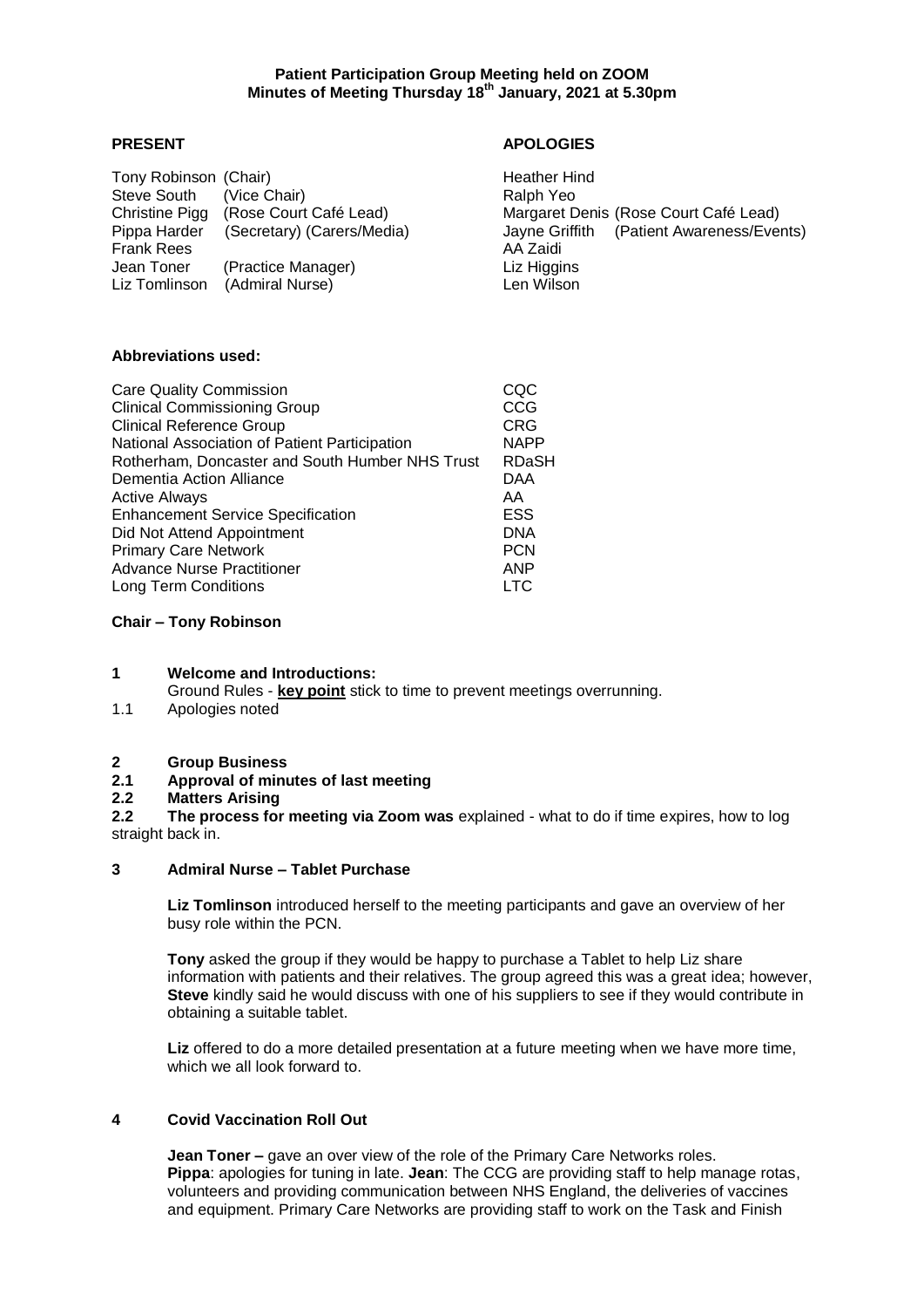**Patient Participation Group Meeting held on ZOOM**
**Minutes of Meeting Thursday 18th January, 2021 at 5.30pm**

| **PRESENT** | **APOLOGIES** |
| --- | --- |
| Tony Robinson (Chair) | Heather Hind |
| Steve South (Vice Chair) | Ralph Yeo |
| Christine Pigg (Rose Court Café Lead) | Margaret Denis (Rose Court Café Lead) |
| Pippa Harder (Secretary) (Carers/Media) | Jayne Griffith (Patient Awareness/Events) |
| Frank Rees | AA Zaidi |
| Jean Toner (Practice Manager) | Liz Higgins |
| Liz Tomlinson (Admiral Nurse) | Len Wilson |

**Abbreviations used:**

| | |
| --- | --- |
| Care Quality Commission | CQC |
| Clinical Commissioning Group | CCG |
| Clinical Reference Group | CRG |
| National Association of Patient Participation | NAPP |
| Rotherham, Doncaster and South Humber NHS Trust | RDaSH |
| Dementia Action Alliance | DAA |
| Active Always | AA |
| Enhancement Service Specification | ESS |
| Did Not Attend Appointment | DNA |
| Primary Care Network | PCN |
| Advance Nurse Practitioner | ANP |
| Long Term Conditions | LTC |

**Chair – Tony Robinson**

**1 Welcome and Introductions:**
Ground Rules - **key point** stick to time to prevent meetings overrunning.

1.1 Apologies noted

**2 Group Business**

**2.1 Approval of minutes of last meeting**

**2.2 Matters Arising**

**2.2 The process for meeting via Zoom was** explained - what to do if time expires, how to log straight back in.

**3 Admiral Nurse – Tablet Purchase**

**Liz Tomlinson** introduced herself to the meeting participants and gave an overview of her busy role within the PCN.

**Tony** asked the group if they would be happy to purchase a Tablet to help Liz share information with patients and their relatives. The group agreed this was a great idea; however, **Steve** kindly said he would discuss with one of his suppliers to see if they would contribute in obtaining a suitable tablet.

**Liz** offered to do a more detailed presentation at a future meeting when we have more time, which we all look forward to.

**4 Covid Vaccination Roll Out**

**Jean Toner –** gave an over view of the role of the Primary Care Networks roles.
**Pippa**: apologies for tuning in late. **Jean**: The CCG are providing staff to help manage rotas, volunteers and providing communication between NHS England, the deliveries of vaccines and equipment. Primary Care Networks are providing staff to work on the Task and Finish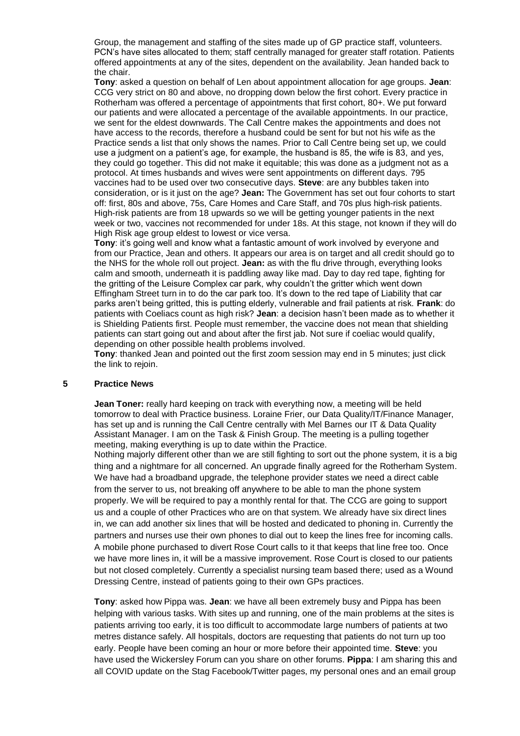Group, the management and staffing of the sites made up of GP practice staff, volunteers. PCN's have sites allocated to them; staff centrally managed for greater staff rotation. Patients offered appointments at any of the sites, dependent on the availability. Jean handed back to the chair.

**Tony**: asked a question on behalf of Len about appointment allocation for age groups. **Jean**: CCG very strict on 80 and above, no dropping down below the first cohort. Every practice in Rotherham was offered a percentage of appointments that first cohort, 80+. We put forward our patients and were allocated a percentage of the available appointments. In our practice, we sent for the eldest downwards. The Call Centre makes the appointments and does not have access to the records, therefore a husband could be sent for but not his wife as the Practice sends a list that only shows the names. Prior to Call Centre being set up, we could use a judgment on a patient's age, for example, the husband is 85, the wife is 83, and yes, they could go together. This did not make it equitable; this was done as a judgment not as a protocol. At times husbands and wives were sent appointments on different days. 795 vaccines had to be used over two consecutive days. **Steve**: are any bubbles taken into consideration, or is it just on the age? **Jean:** The Government has set out four cohorts to start off: first, 80s and above, 75s, Care Homes and Care Staff, and 70s plus high-risk patients. High-risk patients are from 18 upwards so we will be getting younger patients in the next week or two, vaccines not recommended for under 18s. At this stage, not known if they will do High Risk age group eldest to lowest or vice versa.

**Tony**: it's going well and know what a fantastic amount of work involved by everyone and from our Practice, Jean and others. It appears our area is on target and all credit should go to the NHS for the whole roll out project. **Jean:** as with the flu drive through, everything looks calm and smooth, underneath it is paddling away like mad. Day to day red tape, fighting for the gritting of the Leisure Complex car park, why couldn't the gritter which went down Effingham Street turn in to do the car park too. It's down to the red tape of Liability that car parks aren't being gritted, this is putting elderly, vulnerable and frail patients at risk. **Frank**: do patients with Coeliacs count as high risk? **Jean**: a decision hasn't been made as to whether it is Shielding Patients first. People must remember, the vaccine does not mean that shielding patients can start going out and about after the first jab. Not sure if coeliac would qualify, depending on other possible health problems involved.

**Tony**: thanked Jean and pointed out the first zoom session may end in 5 minutes; just click the link to rejoin.

## 5 Practice News

**Jean Toner:** really hard keeping on track with everything now, a meeting will be held tomorrow to deal with Practice business. Loraine Frier, our Data Quality/IT/Finance Manager, has set up and is running the Call Centre centrally with Mel Barnes our IT & Data Quality Assistant Manager. I am on the Task & Finish Group. The meeting is a pulling together meeting, making everything is up to date within the Practice.

Nothing majorly different other than we are still fighting to sort out the phone system, it is a big thing and a nightmare for all concerned. An upgrade finally agreed for the Rotherham System. We have had a broadband upgrade, the telephone provider states we need a direct cable from the server to us, not breaking off anywhere to be able to man the phone system properly. We will be required to pay a monthly rental for that. The CCG are going to support us and a couple of other Practices who are on that system. We already have six direct lines in, we can add another six lines that will be hosted and dedicated to phoning in. Currently the partners and nurses use their own phones to dial out to keep the lines free for incoming calls. A mobile phone purchased to divert Rose Court calls to it that keeps that line free too. Once we have more lines in, it will be a massive improvement. Rose Court is closed to our patients but not closed completely. Currently a specialist nursing team based there; used as a Wound Dressing Centre, instead of patients going to their own GPs practices.

**Tony**: asked how Pippa was. **Jean**: we have all been extremely busy and Pippa has been helping with various tasks. With sites up and running, one of the main problems at the sites is patients arriving too early, it is too difficult to accommodate large numbers of patients at two metres distance safely. All hospitals, doctors are requesting that patients do not turn up too early. People have been coming an hour or more before their appointed time. **Steve**: you have used the Wickersley Forum can you share on other forums. **Pippa**: I am sharing this and all COVID update on the Stag Facebook/Twitter pages, my personal ones and an email group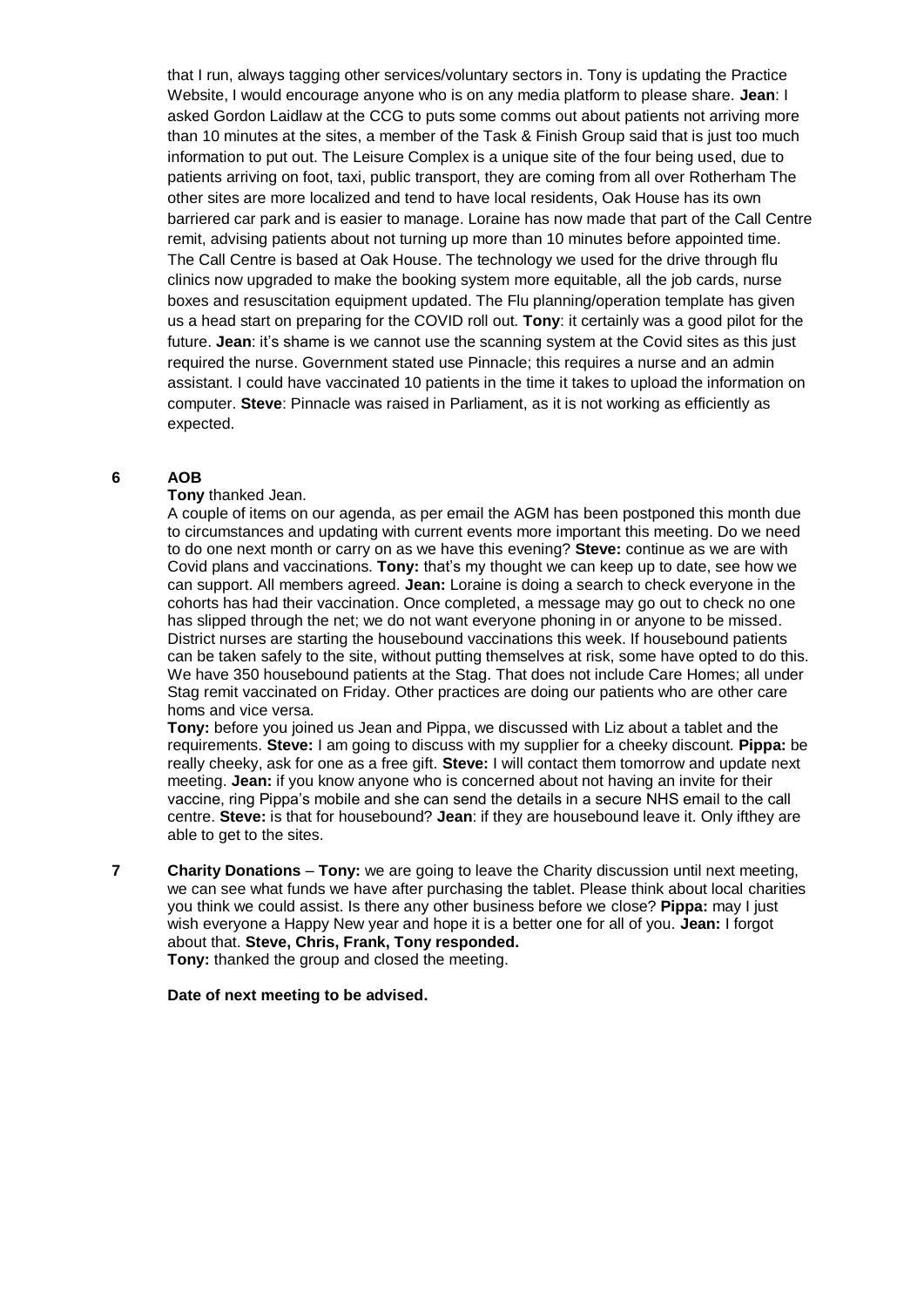that I run, always tagging other services/voluntary sectors in. Tony is updating the Practice Website, I would encourage anyone who is on any media platform to please share. **Jean**: I asked Gordon Laidlaw at the CCG to puts some comms out about patients not arriving more than 10 minutes at the sites, a member of the Task & Finish Group said that is just too much information to put out. The Leisure Complex is a unique site of the four being used, due to patients arriving on foot, taxi, public transport, they are coming from all over Rotherham The other sites are more localized and tend to have local residents, Oak House has its own barriered car park and is easier to manage. Loraine has now made that part of the Call Centre remit, advising patients about not turning up more than 10 minutes before appointed time. The Call Centre is based at Oak House. The technology we used for the drive through flu clinics now upgraded to make the booking system more equitable, all the job cards, nurse boxes and resuscitation equipment updated. The Flu planning/operation template has given us a head start on preparing for the COVID roll out. **Tony**: it certainly was a good pilot for the future. **Jean**: it's shame is we cannot use the scanning system at the Covid sites as this just required the nurse. Government stated use Pinnacle; this requires a nurse and an admin assistant. I could have vaccinated 10 patients in the time it takes to upload the information on computer. **Steve**: Pinnacle was raised in Parliament, as it is not working as efficiently as expected.

**6 AOB**

**Tony** thanked Jean.

A couple of items on our agenda, as per email the AGM has been postponed this month due to circumstances and updating with current events more important this meeting. Do we need to do one next month or carry on as we have this evening? **Steve:** continue as we are with Covid plans and vaccinations. **Tony:** that's my thought we can keep up to date, see how we can support. All members agreed. **Jean:** Loraine is doing a search to check everyone in the cohorts has had their vaccination. Once completed, a message may go out to check no one has slipped through the net; we do not want everyone phoning in or anyone to be missed. District nurses are starting the housebound vaccinations this week. If housebound patients can be taken safely to the site, without putting themselves at risk, some have opted to do this. We have 350 housebound patients at the Stag. That does not include Care Homes; all under Stag remit vaccinated on Friday. Other practices are doing our patients who are other care homs and vice versa.

**Tony:** before you joined us Jean and Pippa, we discussed with Liz about a tablet and the requirements. **Steve:** I am going to discuss with my supplier for a cheeky discount. **Pippa:** be really cheeky, ask for one as a free gift. **Steve:** I will contact them tomorrow and update next meeting. **Jean:** if you know anyone who is concerned about not having an invite for their vaccine, ring Pippa's mobile and she can send the details in a secure NHS email to the call centre. **Steve:** is that for housebound? **Jean**: if they are housebound leave it. Only ifthey are able to get to the sites.

**7 Charity Donations** – **Tony:** we are going to leave the Charity discussion until next meeting, we can see what funds we have after purchasing the tablet. Please think about local charities you think we could assist. Is there any other business before we close? **Pippa:** may I just wish everyone a Happy New year and hope it is a better one for all of you. **Jean:** I forgot about that. **Steve, Chris, Frank, Tony responded.**

**Tony:** thanked the group and closed the meeting.

**Date of next meeting to be advised.**